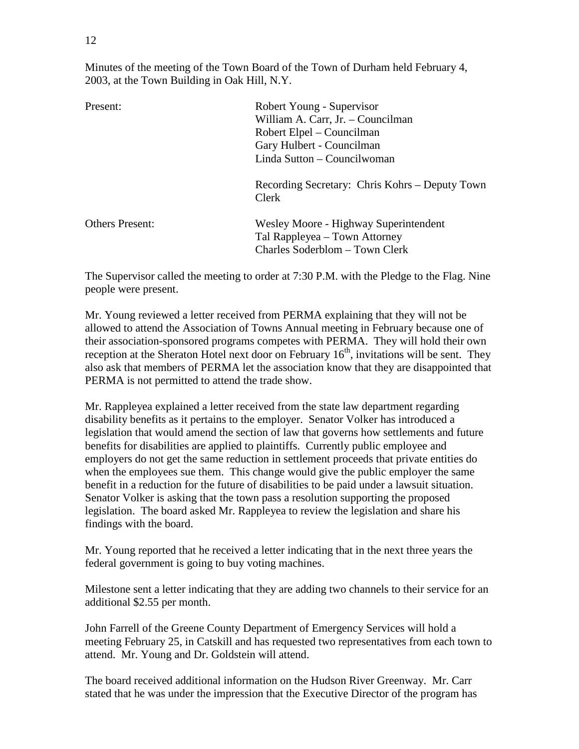Minutes of the meeting of the Town Board of the Town of Durham held February 4, 2003, at the Town Building in Oak Hill, N.Y.

| | |
|---|---|
| Present: | Robert Young - Supervisor<br>William A. Carr, Jr. – Councilman<br>Robert Elpel – Councilman<br>Gary Hulbert - Councilman<br>Linda Sutton – Councilwoman |
| | Recording Secretary: Chris Kohrs – Deputy Town Clerk |
| Others Present: | Wesley Moore - Highway Superintendent<br>Tal Rappleyea – Town Attorney<br>Charles Soderblom – Town Clerk |

The Supervisor called the meeting to order at 7:30 P.M. with the Pledge to the Flag. Nine people were present.

Mr. Young reviewed a letter received from PERMA explaining that they will not be allowed to attend the Association of Towns Annual meeting in February because one of their association-sponsored programs competes with PERMA. They will hold their own reception at the Sheraton Hotel next door on February 16th, invitations will be sent. They also ask that members of PERMA let the association know that they are disappointed that PERMA is not permitted to attend the trade show.

Mr. Rappleyea explained a letter received from the state law department regarding disability benefits as it pertains to the employer. Senator Volker has introduced a legislation that would amend the section of law that governs how settlements and future benefits for disabilities are applied to plaintiffs. Currently public employee and employers do not get the same reduction in settlement proceeds that private entities do when the employees sue them. This change would give the public employer the same benefit in a reduction for the future of disabilities to be paid under a lawsuit situation. Senator Volker is asking that the town pass a resolution supporting the proposed legislation. The board asked Mr. Rappleyea to review the legislation and share his findings with the board.

Mr. Young reported that he received a letter indicating that in the next three years the federal government is going to buy voting machines.

Milestone sent a letter indicating that they are adding two channels to their service for an additional $2.55 per month.

John Farrell of the Greene County Department of Emergency Services will hold a meeting February 25, in Catskill and has requested two representatives from each town to attend. Mr. Young and Dr. Goldstein will attend.

The board received additional information on the Hudson River Greenway. Mr. Carr stated that he was under the impression that the Executive Director of the program has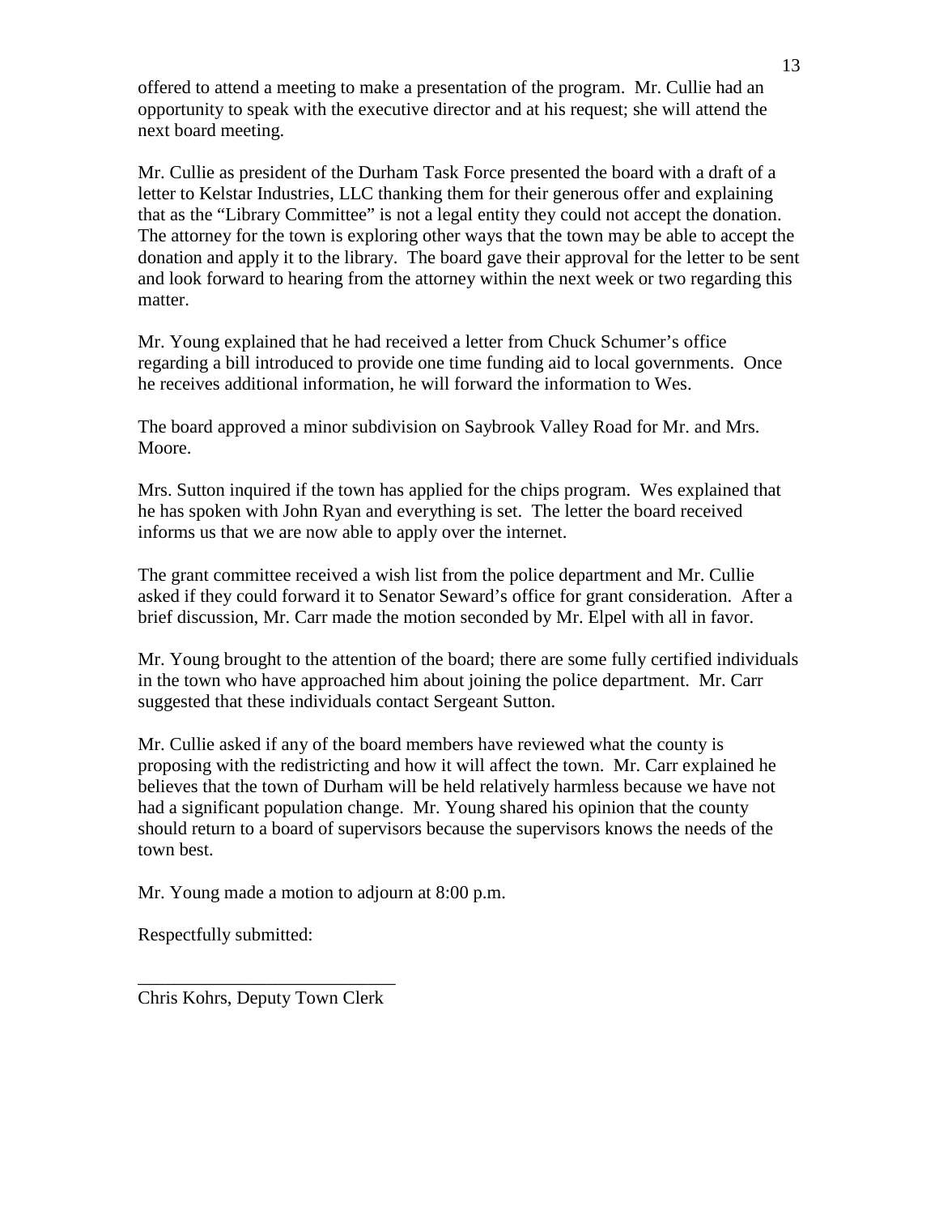offered to attend a meeting to make a presentation of the program. Mr. Cullie had an opportunity to speak with the executive director and at his request; she will attend the next board meeting.

Mr. Cullie as president of the Durham Task Force presented the board with a draft of a letter to Kelstar Industries, LLC thanking them for their generous offer and explaining that as the "Library Committee" is not a legal entity they could not accept the donation. The attorney for the town is exploring other ways that the town may be able to accept the donation and apply it to the library. The board gave their approval for the letter to be sent and look forward to hearing from the attorney within the next week or two regarding this matter.

Mr. Young explained that he had received a letter from Chuck Schumer's office regarding a bill introduced to provide one time funding aid to local governments. Once he receives additional information, he will forward the information to Wes.

The board approved a minor subdivision on Saybrook Valley Road for Mr. and Mrs. Moore.

Mrs. Sutton inquired if the town has applied for the chips program. Wes explained that he has spoken with John Ryan and everything is set. The letter the board received informs us that we are now able to apply over the internet.

The grant committee received a wish list from the police department and Mr. Cullie asked if they could forward it to Senator Seward's office for grant consideration. After a brief discussion, Mr. Carr made the motion seconded by Mr. Elpel with all in favor.

Mr. Young brought to the attention of the board; there are some fully certified individuals in the town who have approached him about joining the police department. Mr. Carr suggested that these individuals contact Sergeant Sutton.

Mr. Cullie asked if any of the board members have reviewed what the county is proposing with the redistricting and how it will affect the town. Mr. Carr explained he believes that the town of Durham will be held relatively harmless because we have not had a significant population change. Mr. Young shared his opinion that the county should return to a board of supervisors because the supervisors knows the needs of the town best.

Mr. Young made a motion to adjourn at 8:00 p.m.

Respectfully submitted:

\_\_\_\_\_\_\_\_\_\_\_\_\_\_\_\_\_\_\_\_\_\_\_\_\_\_\_\_

Chris Kohrs, Deputy Town Clerk